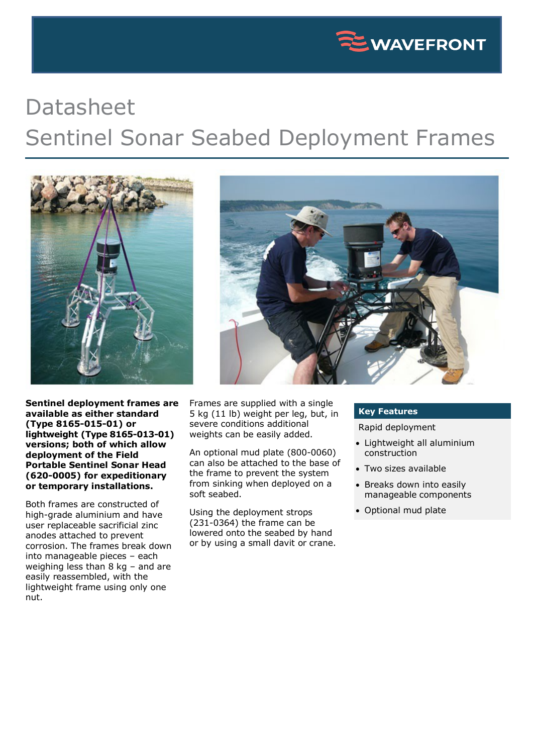# Datasheet

# Sentinel Sonar Seabed Deployment Frames

**Sentinel deployment frames are available as either standard (Type 8165-015-01) or lightweight (Type 8165-013-01) versions; both of which allow deployment of the Field Portable Sentinel Sonar Head (620-0005) for expeditionary or temporary installations.**

Both frames are constructed of high-grade aluminium and have user replaceable sacrificial zinc anodes attached to prevent corrosion. The frames break down into manageable pieces – each weighing less than 8 kg – and are easily reassembled, with the lightweight frame using only one nut.

Frames are supplied with a single 5 kg (11 lb) weight per leg, but, in severe conditions additional weights can be easily added.

An optional mud plate (800-0060) can also be attached to the base of the frame to prevent the system from sinking when deployed on a soft seabed.

Using the deployment strops (231-0364) the frame can be lowered onto the seabed by hand or by using a small davit or crane.

## Key Features

Rapid deployment

- Lightweight all aluminium construction
- Two sizes available
- Breaks down into easily manageable components
- Optional mud plate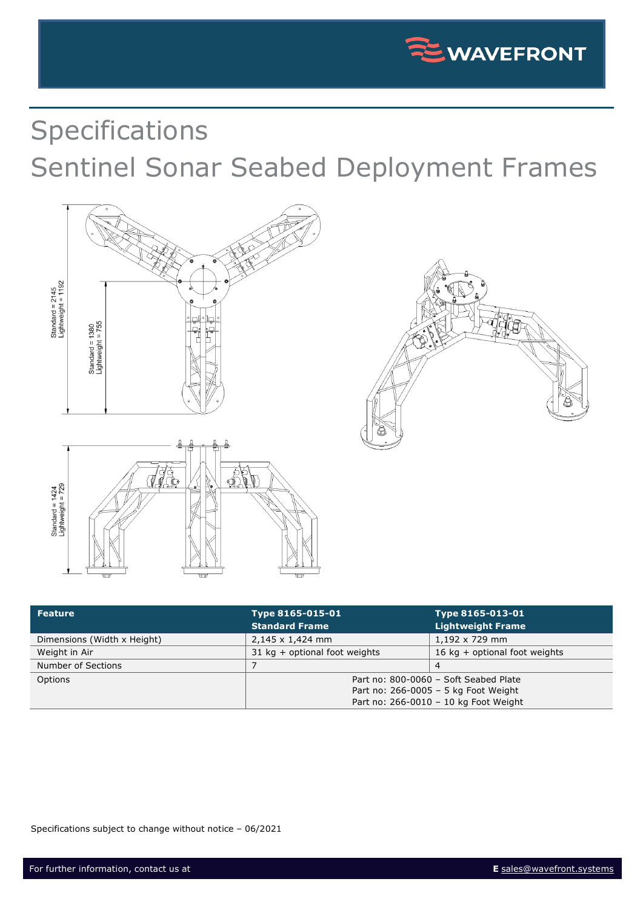# Specifications

## Sentinel Sonar Seabed Deployment Frames

Standard = 2145
Lightweight = 1192

Standard = 1380
Lightweight = 755

Standard = 1424
Lightweight = 729

| Feature | Type 8165-015-01 **Standard Frame** | Type 8165-013-01 **Lightweight Frame** |
|---|---|---|
| Dimensions (Width x Height) | 2,145 x 1,424 mm | 1,192 x 729 mm |
| Weight in Air | 31 kg + optional foot weights | 16 kg + optional foot weights |
| Number of Sections | 7 | 4 |
| Options | Part no: 800-0060 – Soft Seabed Plate<br>Part no: 266-0005 – 5 kg Foot Weight<br>Part no: 266-0010 – 10 kg Foot Weight | |

Specifications subject to change without notice – 06/2021

For further information, contact us at **E** sales@wavefront.systems